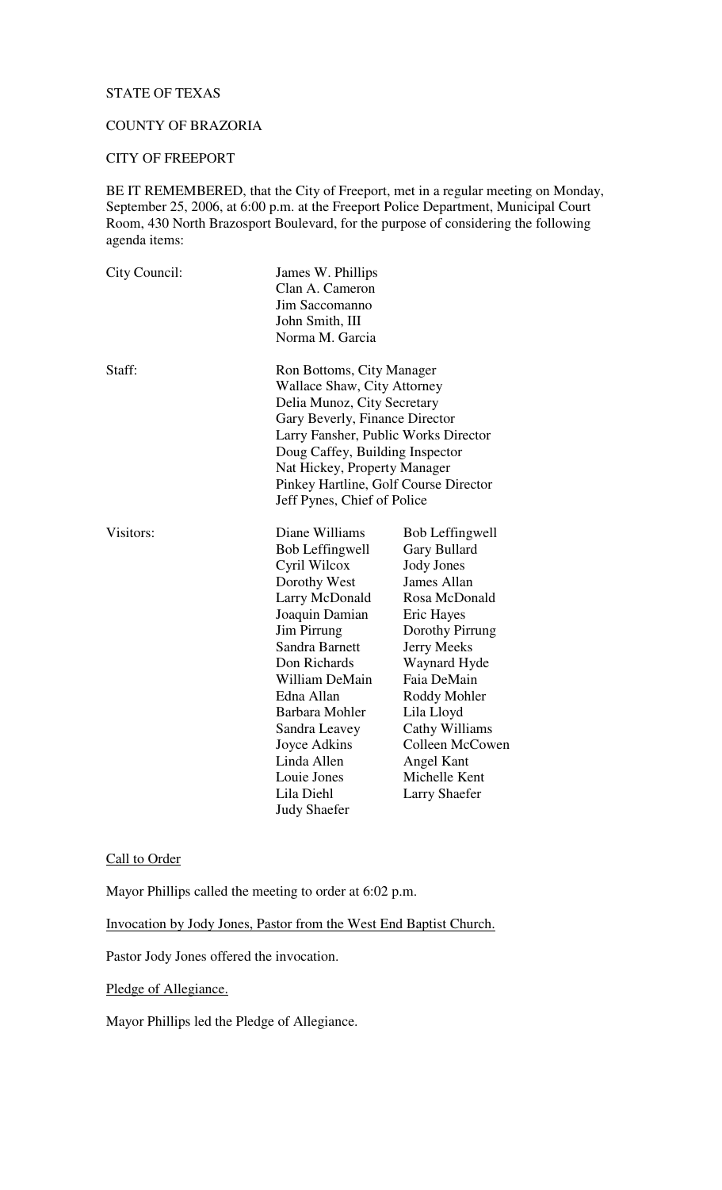STATE OF TEXAS

COUNTY OF BRAZORIA

CITY OF FREEPORT

BE IT REMEMBERED, that the City of Freeport, met in a regular meeting on Monday, September 25, 2006, at 6:00 p.m. at the Freeport Police Department, Municipal Court Room, 430 North Brazosport Boulevard, for the purpose of considering the following agenda items:

City Council:
- James W. Phillips
- Clan A. Cameron
- Jim Saccomanno
- John Smith, III
- Norma M. Garcia

Staff:
- Ron Bottoms, City Manager
- Wallace Shaw, City Attorney
- Delia Munoz, City Secretary
- Gary Beverly, Finance Director
- Larry Fansher, Public Works Director
- Doug Caffey, Building Inspector
- Nat Hickey, Property Manager
- Pinkey Hartline, Golf Course Director
- Jeff Pynes, Chief of Police

Visitors:

| | |
|---|---|
| Diane Williams | Bob Leffingwell |
| Bob Leffingwell | Gary Bullard |
| Cyril Wilcox | Jody Jones |
| Dorothy West | James Allan |
| Larry McDonald | Rosa McDonald |
| Joaquin Damian | Eric Hayes |
| Jim Pirrung | Dorothy Pirrung |
| Sandra Barnett | Jerry Meeks |
| Don Richards | Waynard Hyde |
| William DeMain | Faia DeMain |
| Edna Allan | Roddy Mohler |
| Barbara Mohler | Lila Lloyd |
| Sandra Leavey | Cathy Williams |
| Joyce Adkins | Colleen McCowen |
| Linda Allen | Angel Kant |
| Louie Jones | Michelle Kent |
| Lila Diehl | Larry Shaefer |
| Judy Shaefer | |

Call to Order

Mayor Phillips called the meeting to order at 6:02 p.m.

Invocation by Jody Jones, Pastor from the West End Baptist Church.

Pastor Jody Jones offered the invocation.

Pledge of Allegiance.

Mayor Phillips led the Pledge of Allegiance.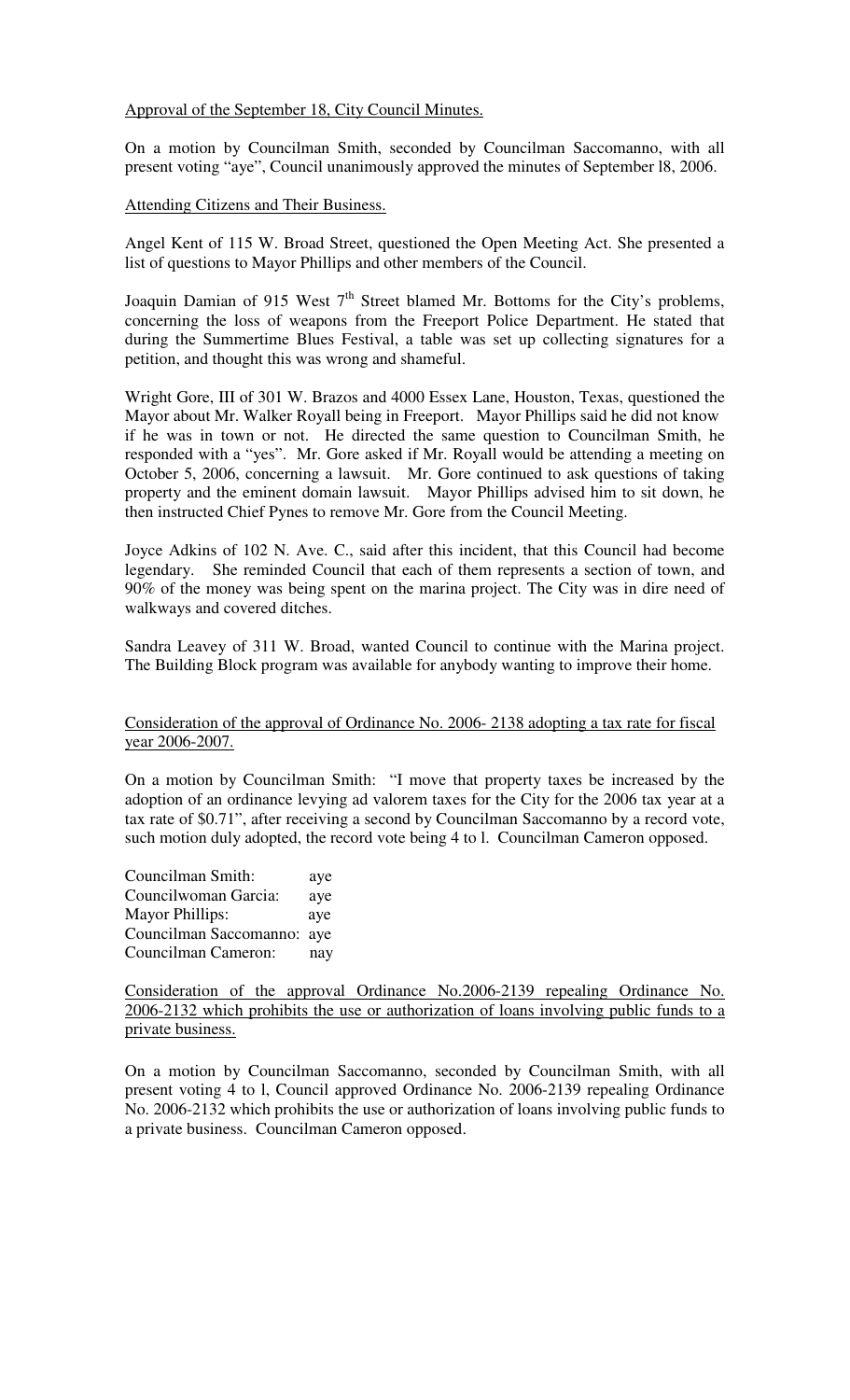Approval of the September 18, City Council Minutes.

On a motion by Councilman Smith, seconded by Councilman Saccomanno, with all present voting "aye", Council unanimously approved the minutes of September l8, 2006.

Attending Citizens and Their Business.

Angel Kent of 115 W. Broad Street, questioned the Open Meeting Act. She presented a list of questions to Mayor Phillips and other members of the Council.

Joaquin Damian of 915 West 7th Street blamed Mr. Bottoms for the City's problems, concerning the loss of weapons from the Freeport Police Department. He stated that during the Summertime Blues Festival, a table was set up collecting signatures for a petition, and thought this was wrong and shameful.

Wright Gore, III of 301 W. Brazos and 4000 Essex Lane, Houston, Texas, questioned the Mayor about Mr. Walker Royall being in Freeport. Mayor Phillips said he did not know if he was in town or not. He directed the same question to Councilman Smith, he responded with a "yes". Mr. Gore asked if Mr. Royall would be attending a meeting on October 5, 2006, concerning a lawsuit. Mr. Gore continued to ask questions of taking property and the eminent domain lawsuit. Mayor Phillips advised him to sit down, he then instructed Chief Pynes to remove Mr. Gore from the Council Meeting.

Joyce Adkins of 102 N. Ave. C., said after this incident, that this Council had become legendary. She reminded Council that each of them represents a section of town, and 90% of the money was being spent on the marina project. The City was in dire need of walkways and covered ditches.

Sandra Leavey of 311 W. Broad, wanted Council to continue with the Marina project. The Building Block program was available for anybody wanting to improve their home.

Consideration of the approval of Ordinance No. 2006- 2138 adopting a tax rate for fiscal year 2006-2007.

On a motion by Councilman Smith: "I move that property taxes be increased by the adoption of an ordinance levying ad valorem taxes for the City for the 2006 tax year at a tax rate of $0.71", after receiving a second by Councilman Saccomanno by a record vote, such motion duly adopted, the record vote being 4 to l. Councilman Cameron opposed.

| | |
|---|---|
| Councilman Smith: | aye |
| Councilwoman Garcia: | aye |
| Mayor Phillips: | aye |
| Councilman Saccomanno: | aye |
| Councilman Cameron: | nay |

Consideration of the approval Ordinance No.2006-2139 repealing Ordinance No. 2006-2132 which prohibits the use or authorization of loans involving public funds to a private business.

On a motion by Councilman Saccomanno, seconded by Councilman Smith, with all present voting 4 to l, Council approved Ordinance No. 2006-2139 repealing Ordinance No. 2006-2132 which prohibits the use or authorization of loans involving public funds to a private business. Councilman Cameron opposed.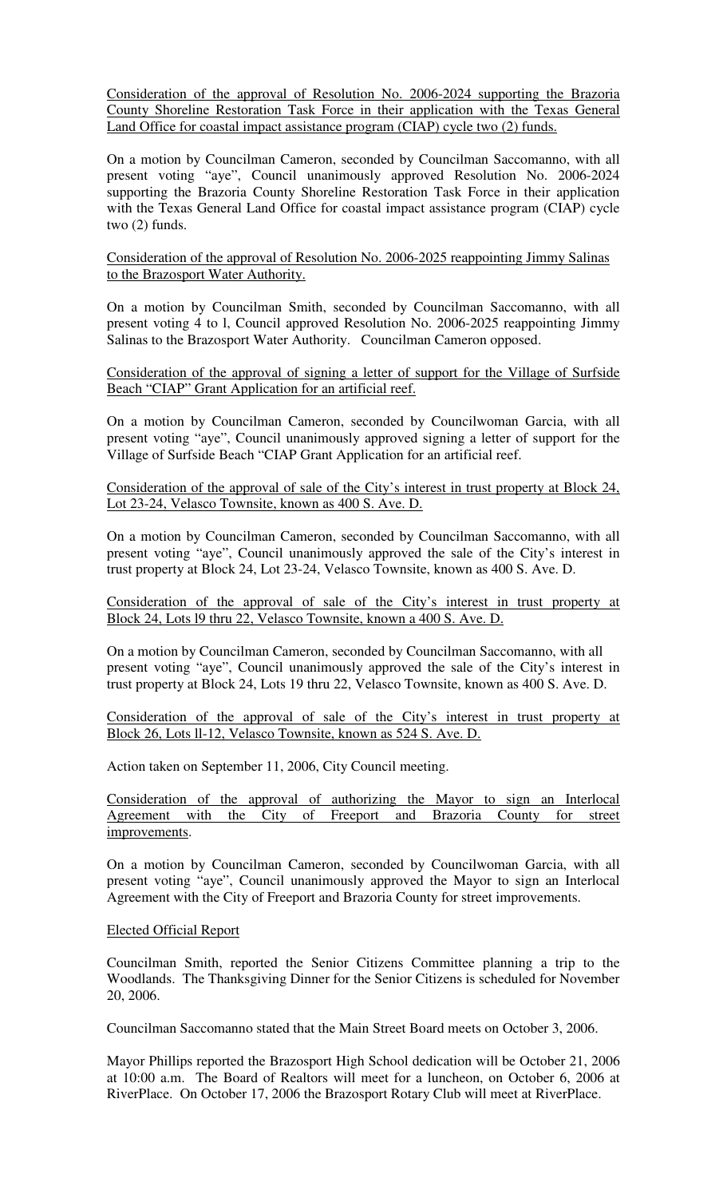Consideration of the approval of Resolution No. 2006-2024 supporting the Brazoria County Shoreline Restoration Task Force in their application with the Texas General Land Office for coastal impact assistance program (CIAP) cycle two (2) funds.

On a motion by Councilman Cameron, seconded by Councilman Saccomanno, with all present voting "aye", Council unanimously approved Resolution No. 2006-2024 supporting the Brazoria County Shoreline Restoration Task Force in their application with the Texas General Land Office for coastal impact assistance program (CIAP) cycle two (2) funds.

Consideration of the approval of Resolution No. 2006-2025 reappointing Jimmy Salinas to the Brazosport Water Authority.

On a motion by Councilman Smith, seconded by Councilman Saccomanno, with all present voting 4 to l, Council approved Resolution No. 2006-2025 reappointing Jimmy Salinas to the Brazosport Water Authority. Councilman Cameron opposed.

Consideration of the approval of signing a letter of support for the Village of Surfside Beach "CIAP" Grant Application for an artificial reef.

On a motion by Councilman Cameron, seconded by Councilwoman Garcia, with all present voting "aye", Council unanimously approved signing a letter of support for the Village of Surfside Beach "CIAP Grant Application for an artificial reef.

Consideration of the approval of sale of the City's interest in trust property at Block 24, Lot 23-24, Velasco Townsite, known as 400 S. Ave. D.

On a motion by Councilman Cameron, seconded by Councilman Saccomanno, with all present voting "aye", Council unanimously approved the sale of the City's interest in trust property at Block 24, Lot 23-24, Velasco Townsite, known as 400 S. Ave. D.

Consideration of the approval of sale of the City's interest in trust property at Block 24, Lots l9 thru 22, Velasco Townsite, known a 400 S. Ave. D.

On a motion by Councilman Cameron, seconded by Councilman Saccomanno, with all present voting "aye", Council unanimously approved the sale of the City's interest in trust property at Block 24, Lots 19 thru 22, Velasco Townsite, known as 400 S. Ave. D.

Consideration of the approval of sale of the City's interest in trust property at Block 26, Lots ll-12, Velasco Townsite, known as 524 S. Ave. D.

Action taken on September 11, 2006, City Council meeting.

Consideration of the approval of authorizing the Mayor to sign an Interlocal Agreement with the City of Freeport and Brazoria County for street improvements.

On a motion by Councilman Cameron, seconded by Councilwoman Garcia, with all present voting "aye", Council unanimously approved the Mayor to sign an Interlocal Agreement with the City of Freeport and Brazoria County for street improvements.

Elected Official Report

Councilman Smith, reported the Senior Citizens Committee planning a trip to the Woodlands. The Thanksgiving Dinner for the Senior Citizens is scheduled for November 20, 2006.

Councilman Saccomanno stated that the Main Street Board meets on October 3, 2006.

Mayor Phillips reported the Brazosport High School dedication will be October 21, 2006 at 10:00 a.m. The Board of Realtors will meet for a luncheon, on October 6, 2006 at RiverPlace. On October 17, 2006 the Brazosport Rotary Club will meet at RiverPlace.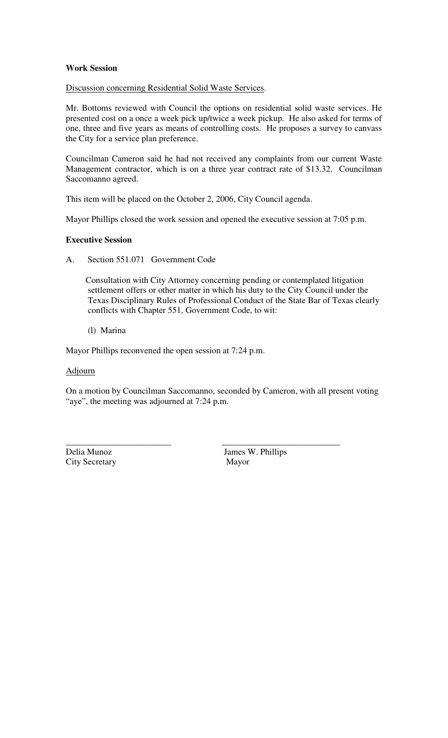**Work Session**

Discussion concerning Residential Solid Waste Services.

Mr. Bottoms reviewed with Council the options on residential solid waste services. He presented cost on a once a week pick up/twice a week pickup. He also asked for terms of one, three and five years as means of controlling costs. He proposes a survey to canvass the City for a service plan preference.

Councilman Cameron said he had not received any complaints from our current Waste Management contractor, which is on a three year contract rate of $13.32. Councilman Saccomanno agreed.

This item will be placed on the October 2, 2006, City Council agenda.

Mayor Phillips closed the work session and opened the executive session at 7:05 p.m.

**Executive Session**

A. Section 551.071 Government Code

Consultation with City Attorney concerning pending or contemplated litigation settlement offers or other matter in which his duty to the City Council under the Texas Disciplinary Rules of Professional Conduct of the State Bar of Texas clearly conflicts with Chapter 551, Government Code, to wit:

(l) Marina

Mayor Phillips reconvened the open session at 7:24 p.m.

Adjourn

On a motion by Councilman Saccomanno, seconded by Cameron, with all present voting "aye", the meeting was adjourned at 7:24 p.m.

________________________ ___________________________

Delia Munoz
City Secretary

James W. Phillips
Mayor